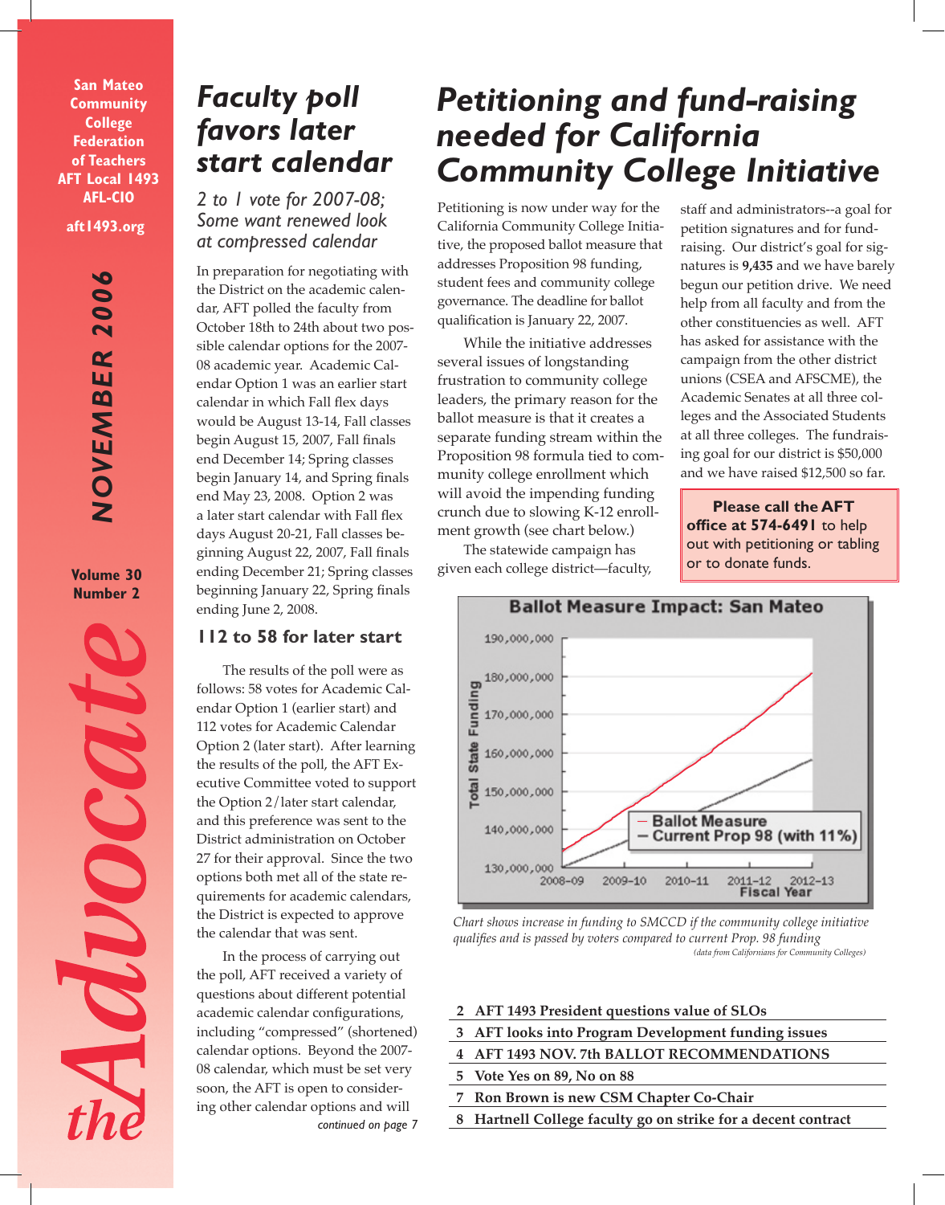San Mateo Community College Federation of Teachers AFT Local 1493 AFL-CIO

aft1493.org

NOVEMBER 2006

Volume 30 Number 2

# the Advocate

## Faculty poll favors later start calendar

### *2 to 1 vote for 2007-08; Some want renewed look at compressed calendar*

In preparation for negotiating with the District on the academic calendar, AFT polled the faculty from October 18th to 24th about two possible calendar options for the 2007-08 academic year. Academic Calendar Option 1 was an earlier start calendar in which Fall flex days would be August 13-14, Fall classes begin August 15, 2007, Fall finals end December 14; Spring classes begin January 14, and Spring finals end May 23, 2008. Option 2 was a later start calendar with Fall flex days August 20-21, Fall classes beginning August 22, 2007, Fall finals ending December 21; Spring classes beginning January 22, Spring finals ending June 2, 2008.

### 112 to 58 for later start

The results of the poll were as follows: 58 votes for Academic Calendar Option 1 (earlier start) and 112 votes for Academic Calendar Option 2 (later start). After learning the results of the poll, the AFT Executive Committee voted to support the Option 2/later start calendar, and this preference was sent to the District administration on October 27 for their approval. Since the two options both met all of the state requirements for academic calendars, the District is expected to approve the calendar that was sent.

In the process of carrying out the poll, AFT received a variety of questions about different potential academic calendar configurations, including "compressed" (shortened) calendar options. Beyond the 2007-08 calendar, which must be set very soon, the AFT is open to considering other calendar options and will

*continued on page 7*

## Petitioning and fund-raising needed for California Community College Initiative

Petitioning is now under way for the California Community College Initiative, the proposed ballot measure that addresses Proposition 98 funding, student fees and community college governance. The deadline for ballot qualification is January 22, 2007.

While the initiative addresses several issues of longstanding frustration to community college leaders, the primary reason for the ballot measure is that it creates a separate funding stream within the Proposition 98 formula tied to community college enrollment which will avoid the impending funding crunch due to slowing K-12 enrollment growth (see chart below.)

The statewide campaign has given each college district—faculty, staff and administrators--a goal for petition signatures and for fund-raising. Our district's goal for signatures is **9,435** and we have barely begun our petition drive. We need help from all faculty and from the other constituencies as well. AFT has asked for assistance with the campaign from the other district unions (CSEA and AFSCME), the Academic Senates at all three colleges and the Associated Students at all three colleges. The fundraising goal for our district is $50,000 and we have raised $12,500 so far.

**Please call the AFT office at 574-6491** to help out with petitioning or tabling or to donate funds.

*Chart shows increase in funding to SMCCD if the community college initiative qualifies and is passed by voters compared to current Prop. 98 funding*

*(data from Californians for Community Colleges)*

| | |
|---|---|
| 2 | AFT 1493 President questions value of SLOs |
| 3 | AFT looks into Program Development funding issues |
| 4 | AFT 1493 NOV. 7th BALLOT RECOMMENDATIONS |
| 5 | Vote Yes on 89, No on 88 |
| 7 | Ron Brown is new CSM Chapter Co-Chair |
| 8 | Hartnell College faculty go on strike for a decent contract |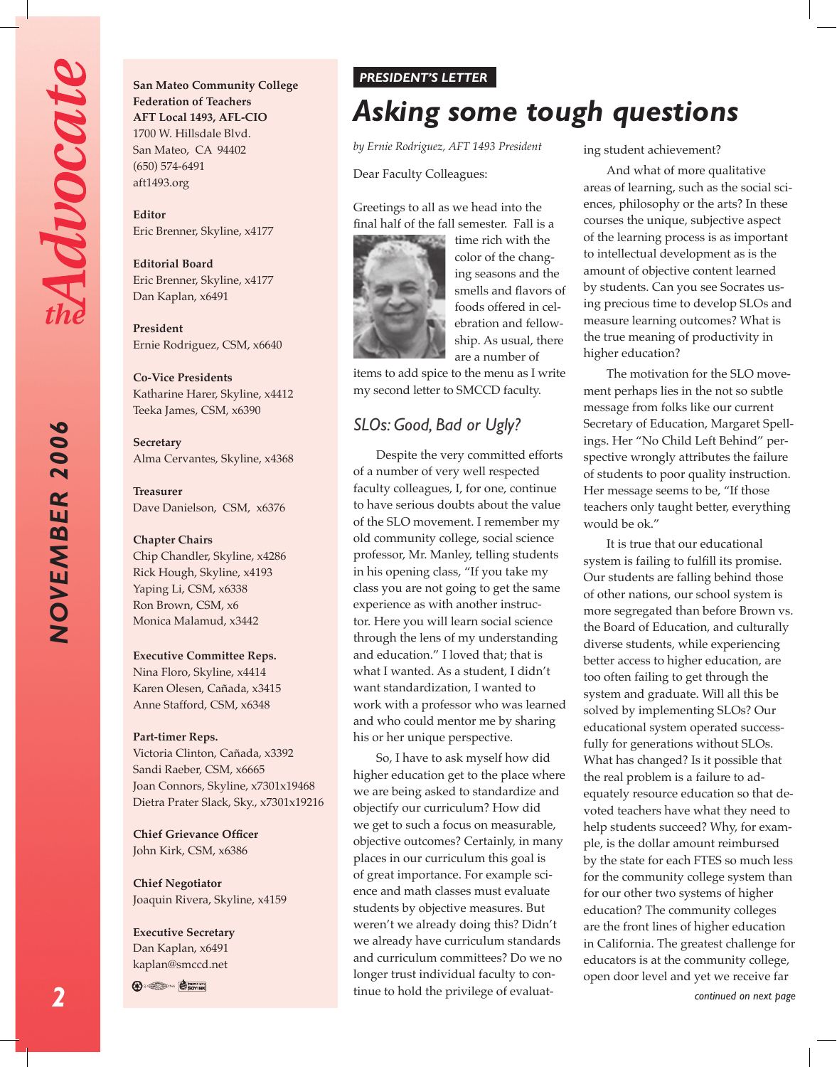**San Mateo Community College Federation of Teachers**
**AFT Local 1493, AFL-CIO**
1700 W. Hillsdale Blvd.
San Mateo, CA 94402
(650) 574-6491
aft1493.org

**Editor**
Eric Brenner, Skyline, x4177

**Editorial Board**
Eric Brenner, Skyline, x4177
Dan Kaplan, x6491

**President**
Ernie Rodriguez, CSM, x6640

**Co-Vice Presidents**
Katharine Harer, Skyline, x4412
Teeka James, CSM, x6390

**Secretary**
Alma Cervantes, Skyline, x4368

**Treasurer**
Dave Danielson, CSM, x6376

**Chapter Chairs**
Chip Chandler, Skyline, x4286
Rick Hough, Skyline, x4193
Yaping Li, CSM, x6338
Ron Brown, CSM, x6
Monica Malamud, x3442

**Executive Committee Reps.**
Nina Floro, Skyline, x4414
Karen Olesen, Cañada, x3415
Anne Stafford, CSM, x6348

**Part-timer Reps.**
Victoria Clinton, Cañada, x3392
Sandi Raeber, CSM, x6665
Joan Connors, Skyline, x7301x19468
Dietra Prater Slack, Sky., x7301x19216

**Chief Grievance Officer**
John Kirk, CSM, x6386

**Chief Negotiator**
Joaquin Rivera, Skyline, x4159

**Executive Secretary**
Dan Kaplan, x6491
kaplan@smccd.net

**PRESIDENT'S LETTER**

# Asking some tough questions

*by Ernie Rodriguez, AFT 1493 President*

Dear Faculty Colleagues:

Greetings to all as we head into the final half of the fall semester. Fall is a time rich with the color of the changing seasons and the smells and flavors of foods offered in celebration and fellowship. As usual, there are a number of items to add spice to the menu as I write my second letter to SMCCD faculty.

## SLOs: Good, Bad or Ugly?

Despite the very committed efforts of a number of very well respected faculty colleagues, I, for one, continue to have serious doubts about the value of the SLO movement. I remember my old community college, social science professor, Mr. Manley, telling students in his opening class, "If you take my class you are not going to get the same experience as with another instructor. Here you will learn social science through the lens of my understanding and education." I loved that; that is what I wanted. As a student, I didn't want standardization, I wanted to work with a professor who was learned and who could mentor me by sharing his or her unique perspective.

So, I have to ask myself how did higher education get to the place where we are being asked to standardize and objectify our curriculum? How did we get to such a focus on measurable, objective outcomes? Certainly, in many places in our curriculum this goal is of great importance. For example science and math classes must evaluate students by objective measures. But weren't we already doing this? Didn't we already have curriculum standards and curriculum committees? Do we no longer trust individual faculty to continue to hold the privilege of evaluating student achievement?

And what of more qualitative areas of learning, such as the social sciences, philosophy or the arts? In these courses the unique, subjective aspect of the learning process is as important to intellectual development as is the amount of objective content learned by students. Can you see Socrates using precious time to develop SLOs and measure learning outcomes? What is the true meaning of productivity in higher education?

The motivation for the SLO movement perhaps lies in the not so subtle message from folks like our current Secretary of Education, Margaret Spellings. Her "No Child Left Behind" perspective wrongly attributes the failure of students to poor quality instruction. Her message seems to be, "If those teachers only taught better, everything would be ok."

It is true that our educational system is failing to fulfill its promise. Our students are falling behind those of other nations, our school system is more segregated than before Brown vs. the Board of Education, and culturally diverse students, while experiencing better access to higher education, are too often failing to get through the system and graduate. Will all this be solved by implementing SLOs? Our educational system operated successfully for generations without SLOs. What has changed? Is it possible that the real problem is a failure to adequately resource education so that devoted teachers have what they need to help students succeed? Why, for example, is the dollar amount reimbursed by the state for each FTES so much less for the community college system than for our other two systems of higher education? The community colleges are the front lines of higher education in California. The greatest challenge for educators is at the community college, open door level and yet we receive far

*continued on next page*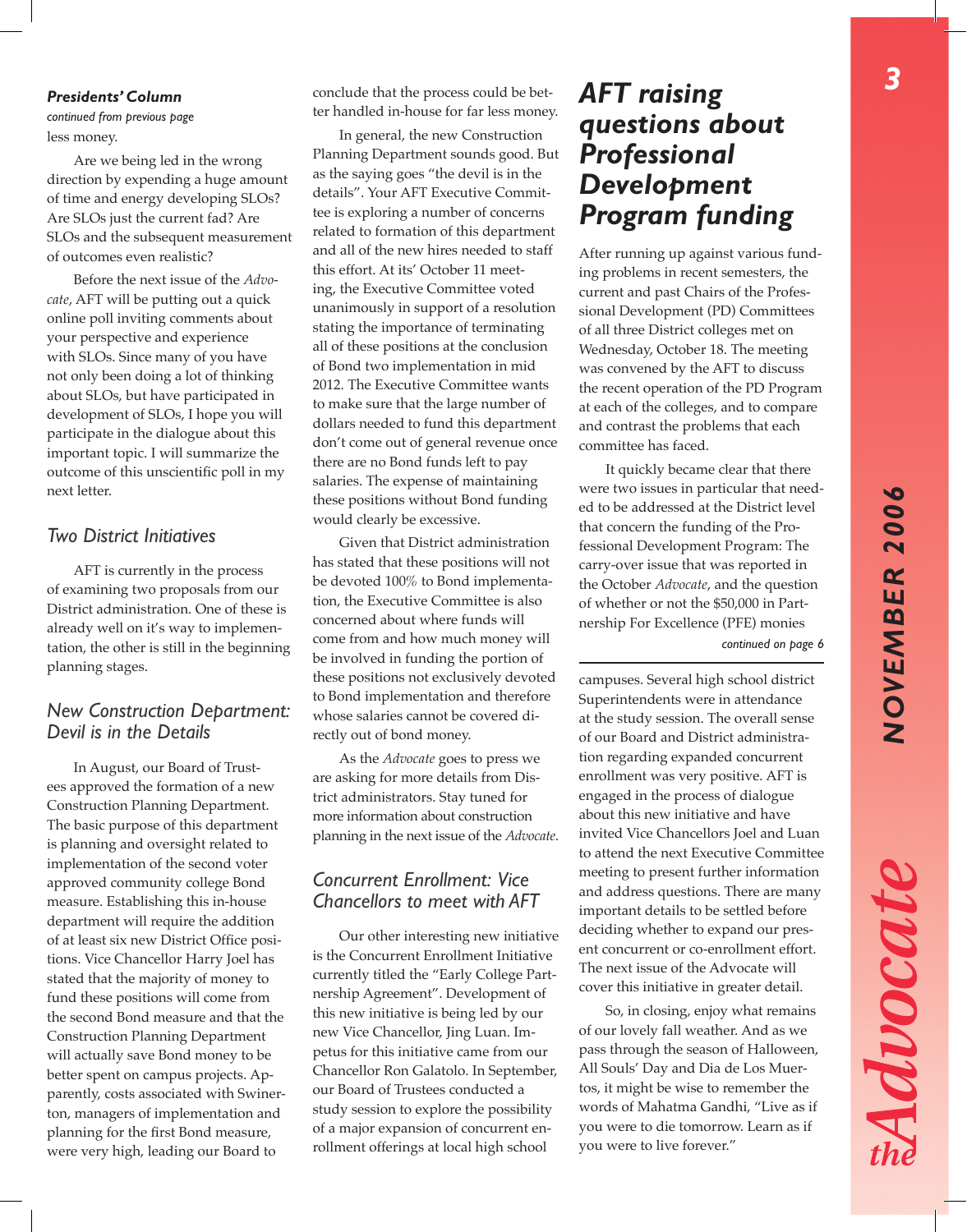## *Presidents' Column*

*continued from previous page*

less money.

Are we being led in the wrong direction by expending a huge amount of time and energy developing SLOs? Are SLOs just the current fad? Are SLOs and the subsequent measurement of outcomes even realistic?

Before the next issue of the *Advocate*, AFT will be putting out a quick online poll inviting comments about your perspective and experience with SLOs. Since many of you have not only been doing a lot of thinking about SLOs, but have participated in development of SLOs, I hope you will participate in the dialogue about this important topic. I will summarize the outcome of this unscientific poll in my next letter.

### *Two District Initiatives*

AFT is currently in the process of examining two proposals from our District administration. One of these is already well on it's way to implementation, the other is still in the beginning planning stages.

### *New Construction Department: Devil is in the Details*

In August, our Board of Trustees approved the formation of a new Construction Planning Department. The basic purpose of this department is planning and oversight related to implementation of the second voter approved community college Bond measure. Establishing this in-house department will require the addition of at least six new District Office positions. Vice Chancellor Harry Joel has stated that the majority of money to fund these positions will come from the second Bond measure and that the Construction Planning Department will actually save Bond money to be better spent on campus projects. Apparently, costs associated with Swinerton, managers of implementation and planning for the first Bond measure, were very high, leading our Board to conclude that the process could be better handled in-house for far less money.

In general, the new Construction Planning Department sounds good. But as the saying goes "the devil is in the details". Your AFT Executive Committee is exploring a number of concerns related to formation of this department and all of the new hires needed to staff this effort. At its' October 11 meeting, the Executive Committee voted unanimously in support of a resolution stating the importance of terminating all of these positions at the conclusion of Bond two implementation in mid 2012. The Executive Committee wants to make sure that the large number of dollars needed to fund this department don't come out of general revenue once there are no Bond funds left to pay salaries. The expense of maintaining these positions without Bond funding would clearly be excessive.

Given that District administration has stated that these positions will not be devoted 100% to Bond implementation, the Executive Committee is also concerned about where funds will come from and how much money will be involved in funding the portion of these positions not exclusively devoted to Bond implementation and therefore whose salaries cannot be covered directly out of bond money.

As the *Advocate* goes to press we are asking for more details from District administrators. Stay tuned for more information about construction planning in the next issue of the *Advocate*.

### *Concurrent Enrollment: Vice Chancellors to meet with AFT*

Our other interesting new initiative is the Concurrent Enrollment Initiative currently titled the "Early College Partnership Agreement". Development of this new initiative is being led by our new Vice Chancellor, Jing Luan. Impetus for this initiative came from our Chancellor Ron Galatolo. In September, our Board of Trustees conducted a study session to explore the possibility of a major expansion of concurrent enrollment offerings at local high school campuses. Several high school district Superintendents were in attendance at the study session. The overall sense of our Board and District administration regarding expanded concurrent enrollment was very positive. AFT is engaged in the process of dialogue about this new initiative and have invited Vice Chancellors Joel and Luan to attend the next Executive Committee meeting to present further information and address questions. There are many important details to be settled before deciding whether to expand our present concurrent or co-enrollment effort. The next issue of the Advocate will cover this initiative in greater detail.

So, in closing, enjoy what remains of our lovely fall weather. And as we pass through the season of Halloween, All Souls' Day and Dia de Los Muertos, it might be wise to remember the words of Mahatma Gandhi, "Live as if you were to die tomorrow. Learn as if you were to live forever."

# *AFT raising questions about Professional Development Program funding*

After running up against various funding problems in recent semesters, the current and past Chairs of the Professional Development (PD) Committees of all three District colleges met on Wednesday, October 18. The meeting was convened by the AFT to discuss the recent operation of the PD Program at each of the colleges, and to compare and contrast the problems that each committee has faced.

It quickly became clear that there were two issues in particular that needed to be addressed at the District level that concern the funding of the Professional Development Program: The carry-over issue that was reported in the October *Advocate*, and the question of whether or not the $50,000 in Partnership For Excellence (PFE) monies

*continued on page 6*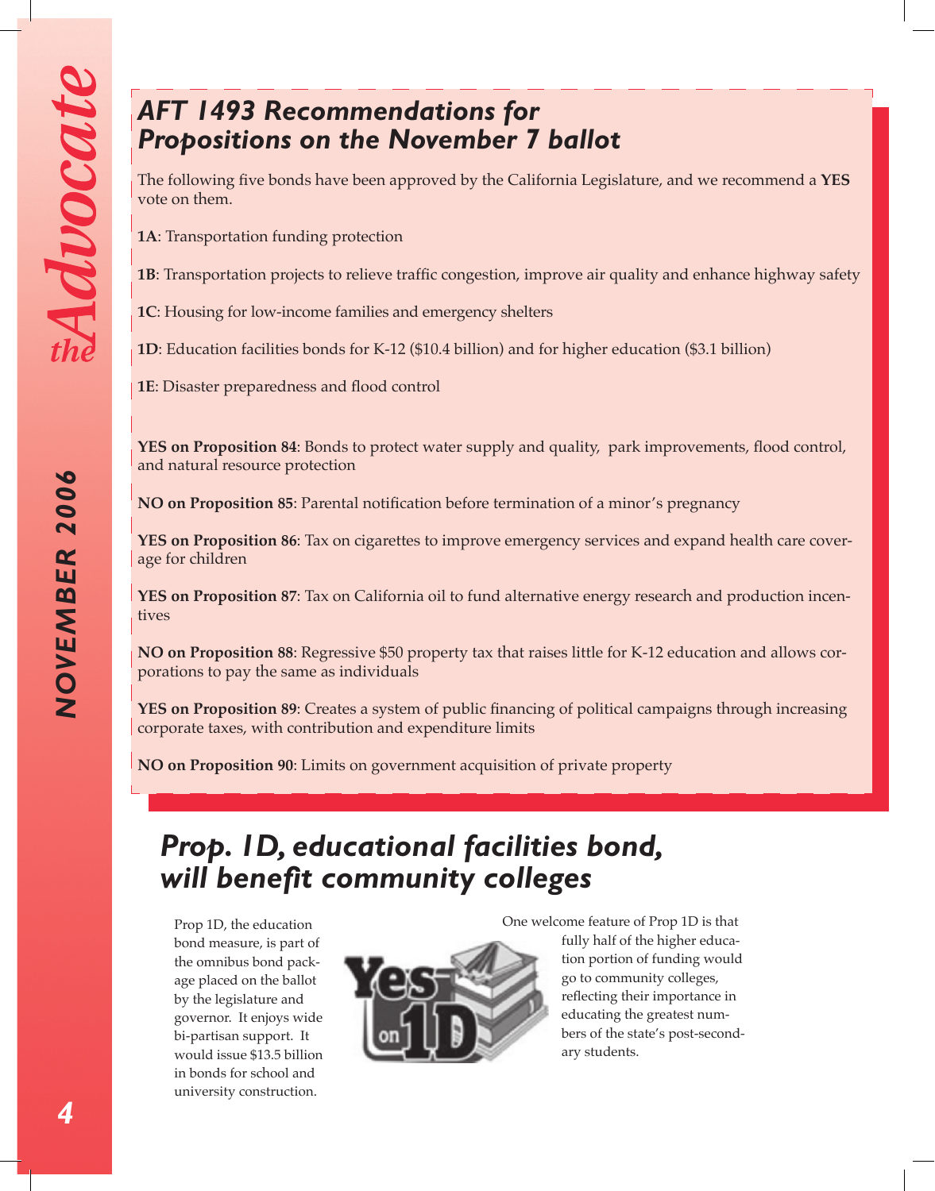## AFT 1493 Recommendations for Propositions on the November 7 ballot

The following five bonds have been approved by the California Legislature, and we recommend a **YES** vote on them.

**1A**: Transportation funding protection

**1B**: Transportation projects to relieve traffic congestion, improve air quality and enhance highway safety

**1C**: Housing for low-income families and emergency shelters

**1D**: Education facilities bonds for K-12 ($10.4 billion) and for higher education ($3.1 billion)

**1E**: Disaster preparedness and flood control

**YES on Proposition 84**: Bonds to protect water supply and quality, park improvements, flood control, and natural resource protection

**NO on Proposition 85**: Parental notification before termination of a minor's pregnancy

**YES on Proposition 86**: Tax on cigarettes to improve emergency services and expand health care coverage for children

**YES on Proposition 87**: Tax on California oil to fund alternative energy research and production incentives

**NO on Proposition 88**: Regressive $50 property tax that raises little for K-12 education and allows corporations to pay the same as individuals

**YES on Proposition 89**: Creates a system of public financing of political campaigns through increasing corporate taxes, with contribution and expenditure limits

**NO on Proposition 90**: Limits on government acquisition of private property

## Prop. 1D, educational facilities bond, will benefit community colleges

Prop 1D, the education bond measure, is part of the omnibus bond package placed on the ballot by the legislature and governor. It enjoys wide bi-partisan support. It would issue $13.5 billion in bonds for school and university construction.

One welcome feature of Prop 1D is that fully half of the higher education portion of funding would go to community colleges, reflecting their importance in educating the greatest numbers of the state's post-secondary students.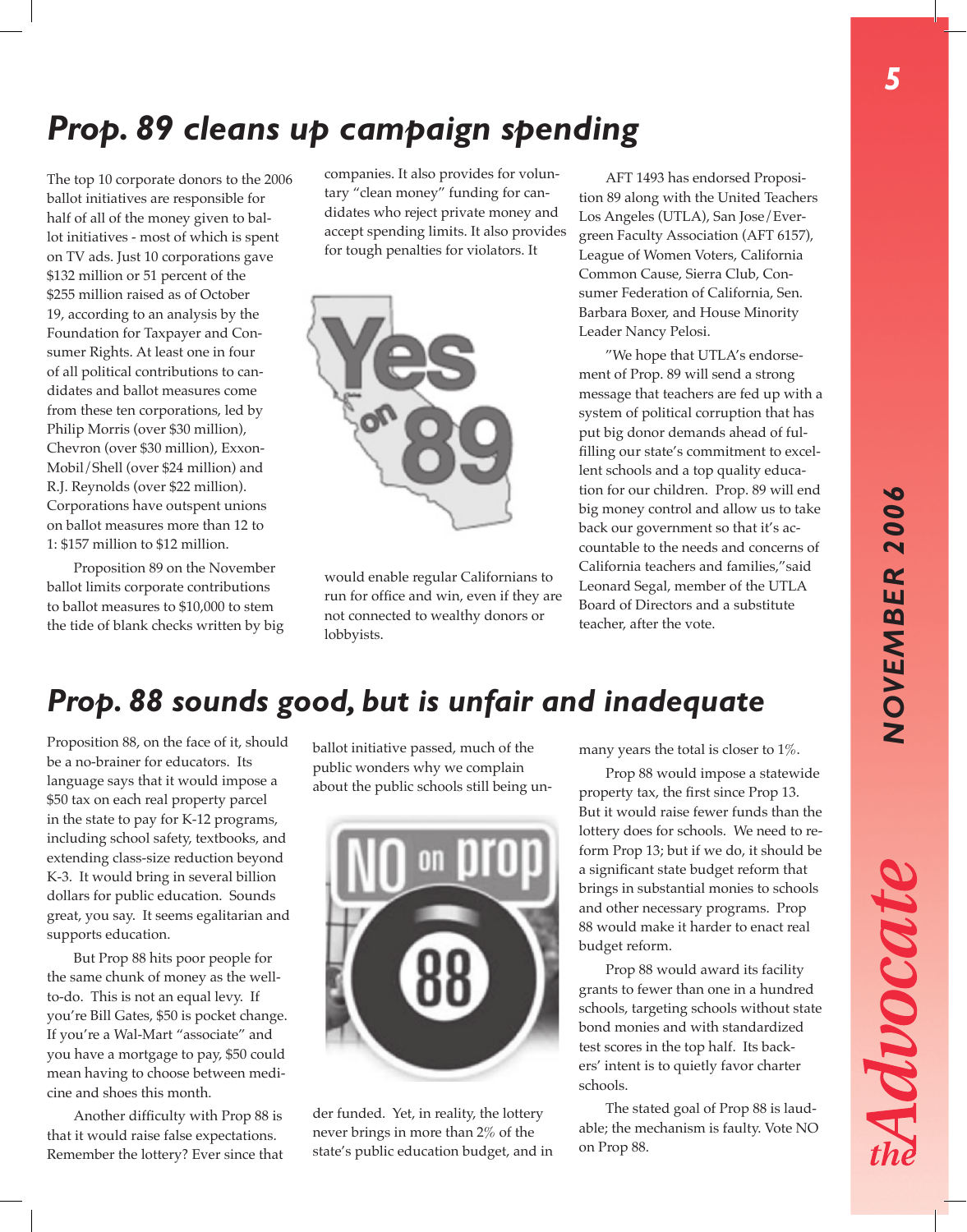## Prop. 89 cleans up campaign spending

The top 10 corporate donors to the 2006 ballot initiatives are responsible for half of all of the money given to ballot initiatives - most of which is spent on TV ads. Just 10 corporations gave $132 million or 51 percent of the $255 million raised as of October 19, according to an analysis by the Foundation for Taxpayer and Consumer Rights. At least one in four of all political contributions to candidates and ballot measures come from these ten corporations, led by Philip Morris (over $30 million), Chevron (over $30 million), Exxon-Mobil/Shell (over $24 million) and R.J. Reynolds (over $22 million). Corporations have outspent unions on ballot measures more than 12 to 1: $157 million to $12 million.

Proposition 89 on the November ballot limits corporate contributions to ballot measures to $10,000 to stem the tide of blank checks written by big companies. It also provides for voluntary "clean money" funding for candidates who reject private money and accept spending limits. It also provides for tough penalties for violators. It would enable regular Californians to run for office and win, even if they are not connected to wealthy donors or lobbyists.

AFT 1493 has endorsed Proposition 89 along with the United Teachers Los Angeles (UTLA), San Jose/Evergreen Faculty Association (AFT 6157), League of Women Voters, California Common Cause, Sierra Club, Consumer Federation of California, Sen. Barbara Boxer, and House Minority Leader Nancy Pelosi.

"We hope that UTLA's endorsement of Prop. 89 will send a strong message that teachers are fed up with a system of political corruption that has put big donor demands ahead of fulfilling our state's commitment to excellent schools and a top quality education for our children. Prop. 89 will end big money control and allow us to take back our government so that it's accountable to the needs and concerns of California teachers and families," said Leonard Segal, member of the UTLA Board of Directors and a substitute teacher, after the vote.

## Prop. 88 sounds good, but is unfair and inadequate

Proposition 88, on the face of it, should be a no-brainer for educators. Its language says that it would impose a $50 tax on each real property parcel in the state to pay for K-12 programs, including school safety, textbooks, and extending class-size reduction beyond K-3. It would bring in several billion dollars for public education. Sounds great, you say. It seems egalitarian and supports education.

But Prop 88 hits poor people for the same chunk of money as the well-to-do. This is not an equal levy. If you're Bill Gates, $50 is pocket change. If you're a Wal-Mart "associate" and you have a mortgage to pay, $50 could mean having to choose between medicine and shoes this month.

Another difficulty with Prop 88 is that it would raise false expectations. Remember the lottery? Ever since that ballot initiative passed, much of the public wonders why we complain about the public schools still being under funded. Yet, in reality, the lottery never brings in more than 2% of the state's public education budget, and in many years the total is closer to 1%.

Prop 88 would impose a statewide property tax, the first since Prop 13. But it would raise fewer funds than the lottery does for schools. We need to reform Prop 13; but if we do, it should be a significant state budget reform that brings in substantial monies to schools and other necessary programs. Prop 88 would make it harder to enact real budget reform.

Prop 88 would award its facility grants to fewer than one in a hundred schools, targeting schools without state bond monies and with standardized test scores in the top half. Its backers' intent is to quietly favor charter schools.

The stated goal of Prop 88 is laudable; the mechanism is faulty. Vote NO on Prop 88.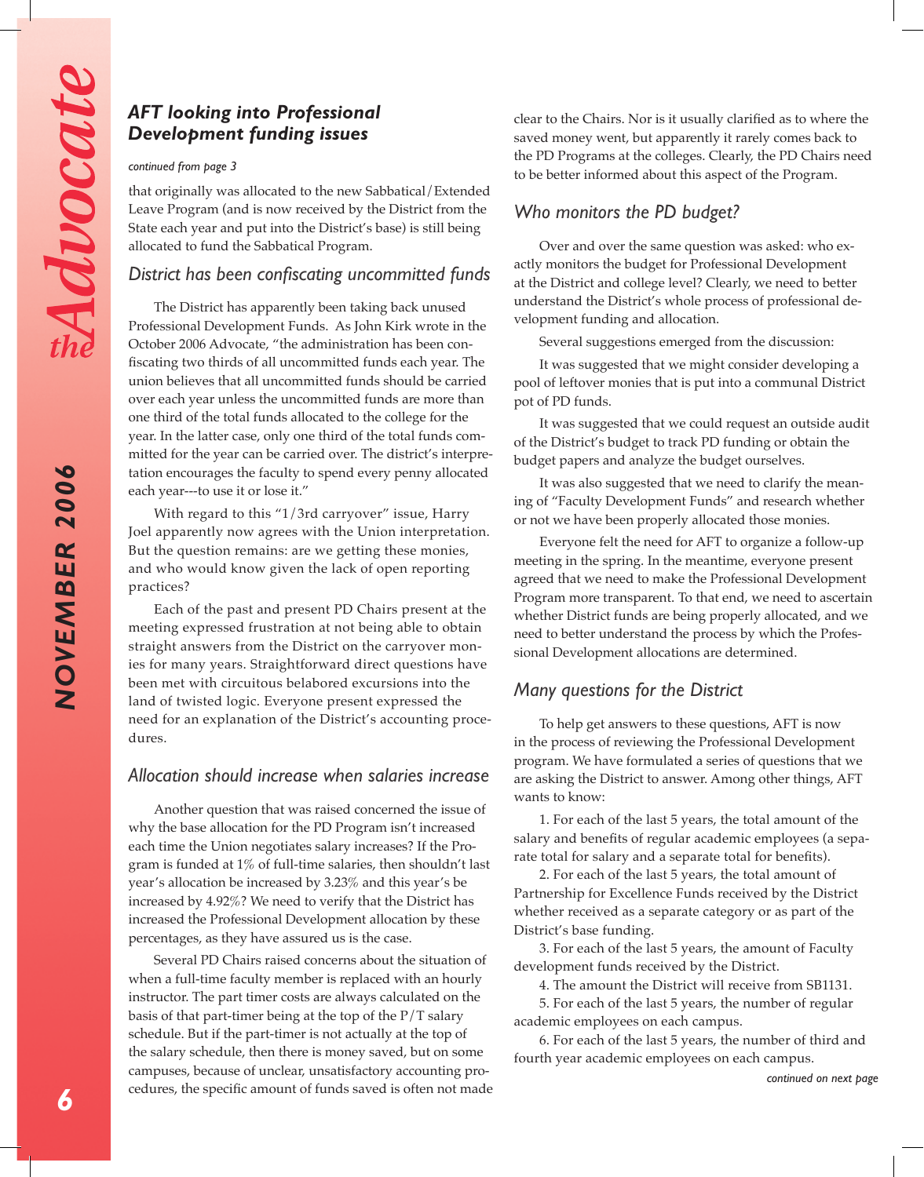## *AFT looking into Professional Development funding issues*

*continued from page 3*

that originally was allocated to the new Sabbatical/Extended Leave Program (and is now received by the District from the State each year and put into the District's base) is still being allocated to fund the Sabbatical Program.

### *District has been confiscating uncommitted funds*

The District has apparently been taking back unused Professional Development Funds. As John Kirk wrote in the October 2006 Advocate, "the administration has been confiscating two thirds of all uncommitted funds each year. The union believes that all uncommitted funds should be carried over each year unless the uncommitted funds are more than one third of the total funds allocated to the college for the year. In the latter case, only one third of the total funds committed for the year can be carried over. The district's interpretation encourages the faculty to spend every penny allocated each year---to use it or lose it."

With regard to this "1/3rd carryover" issue, Harry Joel apparently now agrees with the Union interpretation. But the question remains: are we getting these monies, and who would know given the lack of open reporting practices?

Each of the past and present PD Chairs present at the meeting expressed frustration at not being able to obtain straight answers from the District on the carryover monies for many years. Straightforward direct questions have been met with circuitous belabored excursions into the land of twisted logic. Everyone present expressed the need for an explanation of the District's accounting procedures.

### *Allocation should increase when salaries increase*

Another question that was raised concerned the issue of why the base allocation for the PD Program isn't increased each time the Union negotiates salary increases? If the Program is funded at 1% of full-time salaries, then shouldn't last year's allocation be increased by 3.23% and this year's be increased by 4.92%? We need to verify that the District has increased the Professional Development allocation by these percentages, as they have assured us is the case.

Several PD Chairs raised concerns about the situation of when a full-time faculty member is replaced with an hourly instructor. The part timer costs are always calculated on the basis of that part-timer being at the top of the P/T salary schedule. But if the part-timer is not actually at the top of the salary schedule, then there is money saved, but on some campuses, because of unclear, unsatisfactory accounting procedures, the specific amount of funds saved is often not made clear to the Chairs. Nor is it usually clarified as to where the saved money went, but apparently it rarely comes back to the PD Programs at the colleges. Clearly, the PD Chairs need to be better informed about this aspect of the Program.

### *Who monitors the PD budget?*

Over and over the same question was asked: who exactly monitors the budget for Professional Development at the District and college level? Clearly, we need to better understand the District's whole process of professional development funding and allocation.

Several suggestions emerged from the discussion:

It was suggested that we might consider developing a pool of leftover monies that is put into a communal District pot of PD funds.

It was suggested that we could request an outside audit of the District's budget to track PD funding or obtain the budget papers and analyze the budget ourselves.

It was also suggested that we need to clarify the meaning of "Faculty Development Funds" and research whether or not we have been properly allocated those monies.

Everyone felt the need for AFT to organize a follow-up meeting in the spring. In the meantime, everyone present agreed that we need to make the Professional Development Program more transparent. To that end, we need to ascertain whether District funds are being properly allocated, and we need to better understand the process by which the Professional Development allocations are determined.

### *Many questions for the District*

To help get answers to these questions, AFT is now in the process of reviewing the Professional Development program. We have formulated a series of questions that we are asking the District to answer. Among other things, AFT wants to know:

1. For each of the last 5 years, the total amount of the salary and benefits of regular academic employees (a separate total for salary and a separate total for benefits).
2. For each of the last 5 years, the total amount of Partnership for Excellence Funds received by the District whether received as a separate category or as part of the District's base funding.
3. For each of the last 5 years, the amount of Faculty development funds received by the District.
4. The amount the District will receive from SB1131.
5. For each of the last 5 years, the number of regular academic employees on each campus.
6. For each of the last 5 years, the number of third and fourth year academic employees on each campus.

*continued on next page*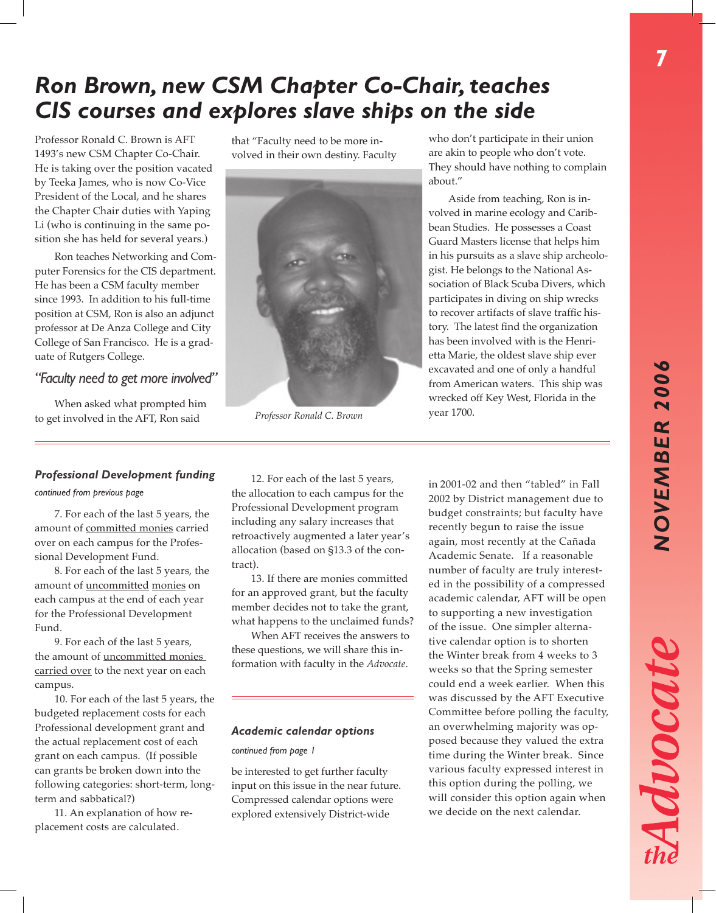# Ron Brown, new CSM Chapter Co-Chair, teaches CIS courses and explores slave ships on the side

Professor Ronald C. Brown is AFT 1493's new CSM Chapter Co-Chair. He is taking over the position vacated by Teeka James, who is now Co-Vice President of the Local, and he shares the Chapter Chair duties with Yaping Li (who is continuing in the same position she has held for several years.)

Ron teaches Networking and Computer Forensics for the CIS department. He has been a CSM faculty member since 1993. In addition to his full-time position at CSM, Ron is also an adjunct professor at De Anza College and City College of San Francisco. He is a graduate of Rutgers College.

### *"Faculty need to get more involved"*

When asked what prompted him to get involved in the AFT, Ron said that "Faculty need to be more involved in their own destiny. Faculty who don't participate in their union are akin to people who don't vote. They should have nothing to complain about."

*Professor Ronald C. Brown*

Aside from teaching, Ron is involved in marine ecology and Caribbean Studies. He possesses a Coast Guard Masters license that helps him in his pursuits as a slave ship archeologist. He belongs to the National Association of Black Scuba Divers, which participates in diving on ship wrecks to recover artifacts of slave traffic history. The latest find the organization has been involved with is the Henrietta Marie, the oldest slave ship ever excavated and one of only a handful from American waters. This ship was wrecked off Key West, Florida in the year 1700.

---

### *Professional Development funding*

*continued from previous page*

7. For each of the last 5 years, the amount of committed monies carried over on each campus for the Professional Development Fund.

8. For each of the last 5 years, the amount of uncommitted monies on each campus at the end of each year for the Professional Development Fund.

9. For each of the last 5 years, the amount of uncommitted monies carried over to the next year on each campus.

10. For each of the last 5 years, the budgeted replacement costs for each Professional development grant and the actual replacement cost of each grant on each campus. (If possible can grants be broken down into the following categories: short-term, long-term and sabbatical?)

11. An explanation of how replacement costs are calculated.

12. For each of the last 5 years, the allocation to each campus for the Professional Development program including any salary increases that retroactively augmented a later year's allocation (based on §13.3 of the contract).

13. If there are monies committed for an approved grant, but the faculty member decides not to take the grant, what happens to the unclaimed funds?

When AFT receives the answers to these questions, we will share this information with faculty in the *Advocate*.

---

### *Academic calendar options*

*continued from page 1*

be interested to get further faculty input on this issue in the near future. Compressed calendar options were explored extensively District-wide in 2001-02 and then "tabled" in Fall 2002 by District management due to budget constraints; but faculty have recently begun to raise the issue again, most recently at the Cañada Academic Senate. If a reasonable number of faculty are truly interested in the possibility of a compressed academic calendar, AFT will be open to supporting a new investigation of the issue. One simpler alternative calendar option is to shorten the Winter break from 4 weeks to 3 weeks so that the Spring semester could end a week earlier. When this was discussed by the AFT Executive Committee before polling the faculty, an overwhelming majority was opposed because they valued the extra time during the Winter break. Since various faculty expressed interest in this option during the polling, we will consider this option again when we decide on the next calendar.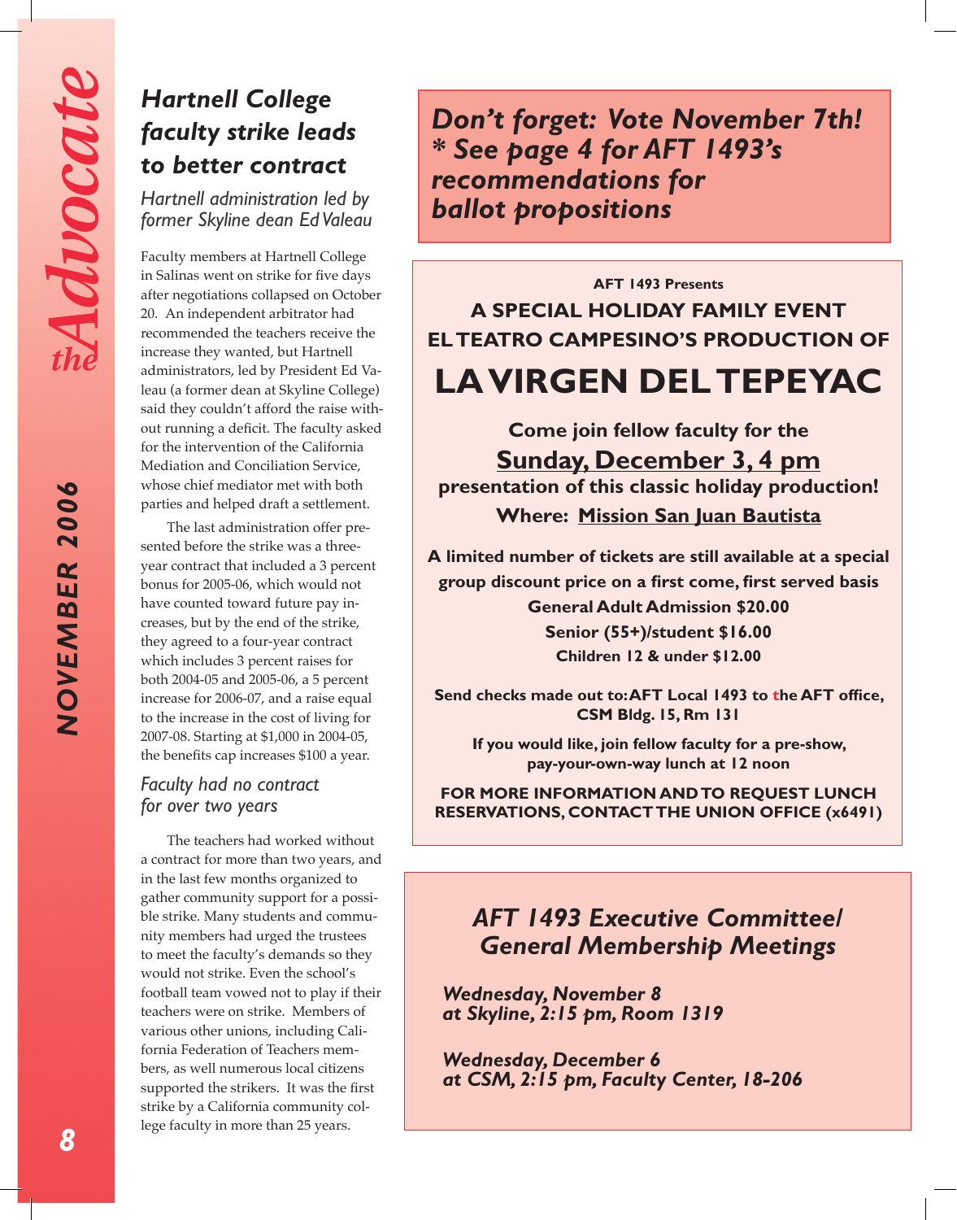## Hartnell College faculty strike leads to better contract

### *Hartnell administration led by former Skyline dean Ed Valeau*

Faculty members at Hartnell College in Salinas went on strike for five days after negotiations collapsed on October 20. An independent arbitrator had recommended the teachers receive the increase they wanted, but Hartnell administrators, led by President Ed Valeau (a former dean at Skyline College) said they couldn't afford the raise without running a deficit. The faculty asked for the intervention of the California Mediation and Conciliation Service, whose chief mediator met with both parties and helped draft a settlement.

The last administration offer presented before the strike was a three-year contract that included a 3 percent bonus for 2005-06, which would not have counted toward future pay increases, but by the end of the strike, they agreed to a four-year contract which includes 3 percent raises for both 2004-05 and 2005-06, a 5 percent increase for 2006-07, and a raise equal to the increase in the cost of living for 2007-08. Starting at $1,000 in 2004-05, the benefits cap increases $100 a year.

### *Faculty had no contract for over two years*

The teachers had worked without a contract for more than two years, and in the last few months organized to gather community support for a possible strike. Many students and community members had urged the trustees to meet the faculty's demands so they would not strike. Even the school's football team vowed not to play if their teachers were on strike. Members of various other unions, including California Federation of Teachers members, as well numerous local citizens supported the strikers. It was the first strike by a California community college faculty in more than 25 years.

---

***Don't forget: Vote November 7th!***
***\* See page 4 for AFT 1493's recommendations for ballot propositions***

---

**AFT 1493 Presents**

**A SPECIAL HOLIDAY FAMILY EVENT**
**EL TEATRO CAMPESINO'S PRODUCTION OF**

# LA VIRGEN DEL TEPEYAC

**Come join fellow faculty for the**
**Sunday, December 3, 4 pm**
**presentation of this classic holiday production!**
**Where: Mission San Juan Bautista**

**A limited number of tickets are still available at a special group discount price on a first come, first served basis**
**General Adult Admission $20.00**
**Senior (55+)/student $16.00**
**Children 12 & under $12.00**

**Send checks made out to: AFT Local 1493 to the AFT office, CSM Bldg. 15, Rm 131**

**If you would like, join fellow faculty for a pre-show, pay-your-own-way lunch at 12 noon**

**FOR MORE INFORMATION AND TO REQUEST LUNCH RESERVATIONS, CONTACT THE UNION OFFICE (x6491)**

---

### *AFT 1493 Executive Committee/ General Membership Meetings*

***Wednesday, November 8***
***at Skyline, 2:15 pm, Room 1319***

***Wednesday, December 6***
***at CSM, 2:15 pm, Faculty Center, 18-206***